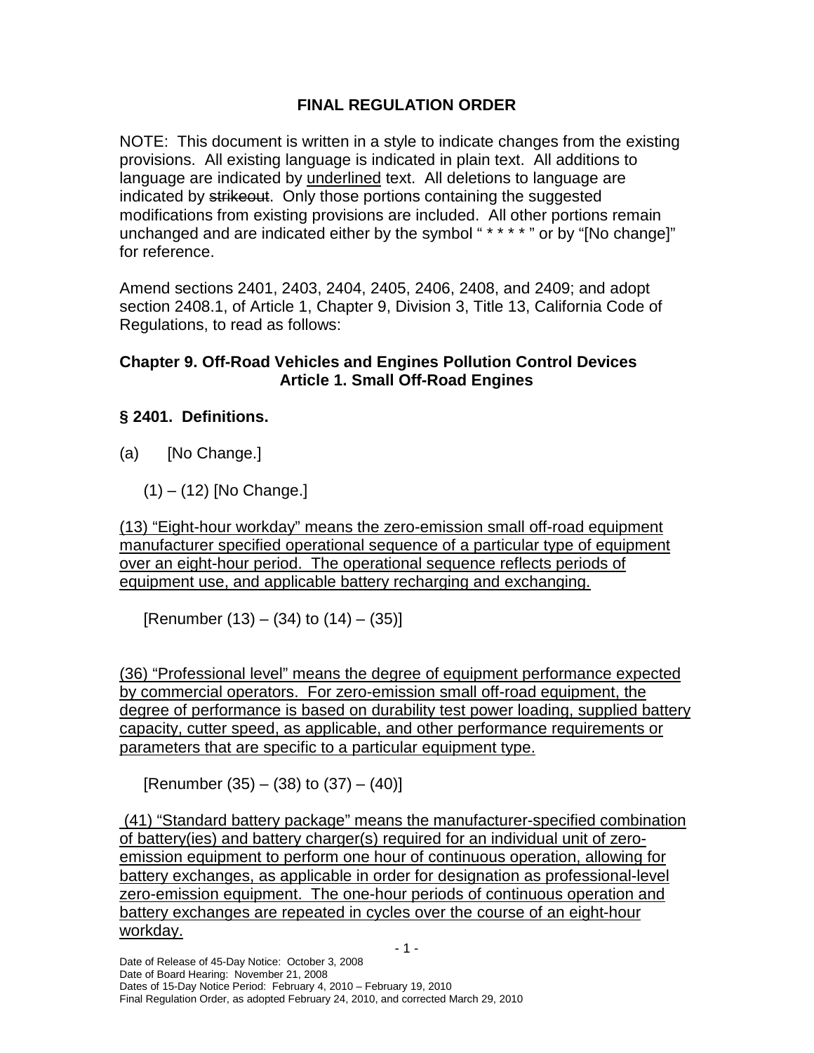# FINAL REGULATION ORDER

NOTE: This document is written in a style to indicate changes from the existing provisions. All existing language is indicated in plain text. All additions to language are indicated by <u>underlined</u> text. All deletions to language are indicated by ~~strikeout~~. Only those portions containing the suggested modifications from existing provisions are included. All other portions remain unchanged and are indicated either by the symbol " * * * * " or by "[No change]" for reference.

Amend sections 2401, 2403, 2404, 2405, 2406, 2408, and 2409; and adopt section 2408.1, of Article 1, Chapter 9, Division 3, Title 13, California Code of Regulations, to read as follows:

## Chapter 9. Off-Road Vehicles and Engines Pollution Control Devices
## Article 1. Small Off-Road Engines

### § 2401. Definitions.

(a) [No Change.]

(1) – (12) [No Change.]

<u>(13) "Eight-hour workday" means the zero-emission small off-road equipment manufacturer specified operational sequence of a particular type of equipment over an eight-hour period. The operational sequence reflects periods of equipment use, and applicable battery recharging and exchanging.</u>

[Renumber (13) – (34) to (14) – (35)]

<u>(36) "Professional level" means the degree of equipment performance expected by commercial operators. For zero-emission small off-road equipment, the degree of performance is based on durability test power loading, supplied battery capacity, cutter speed, as applicable, and other performance requirements or parameters that are specific to a particular equipment type.</u>

[Renumber (35) – (38) to (37) – (40)]

<u>(41) "Standard battery package" means the manufacturer-specified combination of battery(ies) and battery charger(s) required for an individual unit of zero-emission equipment to perform one hour of continuous operation, allowing for battery exchanges, as applicable in order for designation as professional-level zero-emission equipment. The one-hour periods of continuous operation and battery exchanges are repeated in cycles over the course of an eight-hour workday.</u>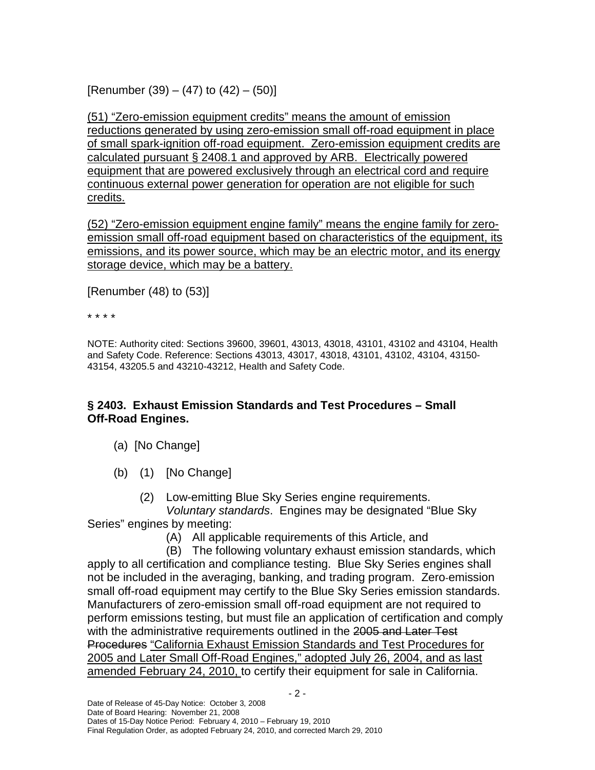[Renumber (39) – (47) to (42) – (50)]

<u>(51) "Zero-emission equipment credits" means the amount of emission reductions generated by using zero-emission small off-road equipment in place of small spark-ignition off-road equipment. Zero-emission equipment credits are calculated pursuant § 2408.1 and approved by ARB. Electrically powered equipment that are powered exclusively through an electrical cord and require continuous external power generation for operation are not eligible for such credits.</u>

<u>(52) "Zero-emission equipment engine family" means the engine family for zero-emission small off-road equipment based on characteristics of the equipment, its emissions, and its power source, which may be an electric motor, and its energy storage device, which may be a battery.</u>

[Renumber (48) to (53)]

* * * *

NOTE: Authority cited: Sections 39600, 39601, 43013, 43018, 43101, 43102 and 43104, Health and Safety Code. Reference: Sections 43013, 43017, 43018, 43101, 43102, 43104, 43150-43154, 43205.5 and 43210-43212, Health and Safety Code.

**§ 2403. Exhaust Emission Standards and Test Procedures – Small Off-Road Engines.**

(a) [No Change]

(b) (1) [No Change]

(2) Low-emitting Blue Sky Series engine requirements.

*Voluntary standards*. Engines may be designated "Blue Sky Series" engines by meeting:

(A) All applicable requirements of this Article, and

(B) The following voluntary exhaust emission standards, which apply to all certification and compliance testing. Blue Sky Series engines shall not be included in the averaging, banking, and trading program. Zero-emission small off-road equipment may certify to the Blue Sky Series emission standards. Manufacturers of zero-emission small off-road equipment are not required to perform emissions testing, but must file an application of certification and comply with the administrative requirements outlined in the ~~2005 and Later Test Procedures~~ <u>"California Exhaust Emission Standards and Test Procedures for 2005 and Later Small Off-Road Engines," adopted July 26, 2004, and as last amended February 24, 2010,</u> to certify their equipment for sale in California.

Date of Release of 45-Day Notice: October 3, 2008
Date of Board Hearing: November 21, 2008
Dates of 15-Day Notice Period: February 4, 2010 – February 19, 2010
Final Regulation Order, as adopted February 24, 2010, and corrected March 29, 2010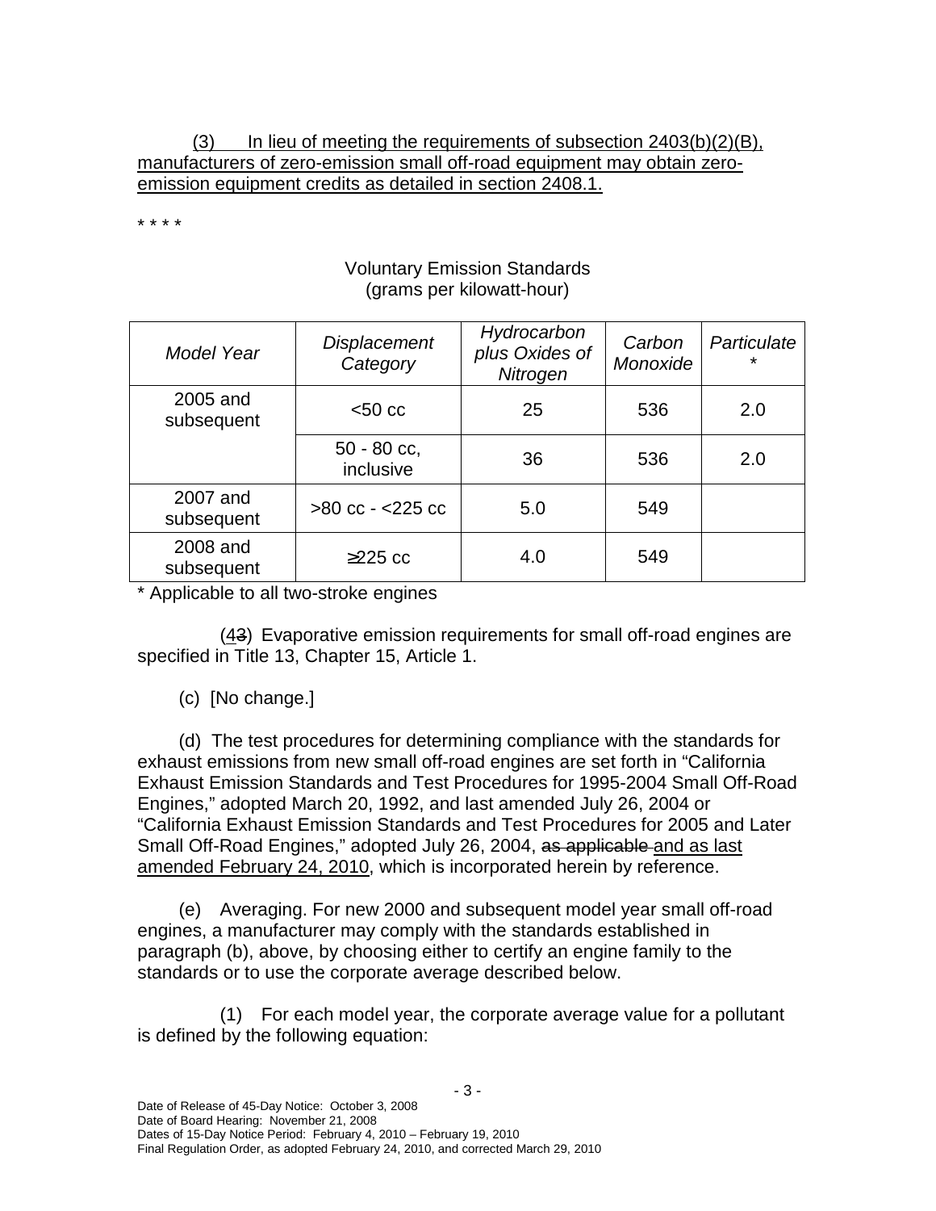(3) In lieu of meeting the requirements of subsection 2403(b)(2)(B), manufacturers of zero-emission small off-road equipment may obtain zero-emission equipment credits as detailed in section 2408.1.

\* \* \* \*

Voluntary Emission Standards
(grams per kilowatt-hour)

| *Model Year* | *Displacement Category* | *Hydrocarbon plus Oxides of Nitrogen* | *Carbon Monoxide* | *Particulate \** |
|---|---|---|---|---|
| 2005 and subsequent | <50 cc | 25 | 536 | 2.0 |
| | 50 - 80 cc, inclusive | 36 | 536 | 2.0 |
| 2007 and subsequent | >80 cc - <225 cc | 5.0 | 549 | |
| 2008 and subsequent | ≥225 cc | 4.0 | 549 | |

\* Applicable to all two-stroke engines

(4~~3~~) Evaporative emission requirements for small off-road engines are specified in Title 13, Chapter 15, Article 1.

(c) [No change.]

(d) The test procedures for determining compliance with the standards for exhaust emissions from new small off-road engines are set forth in "California Exhaust Emission Standards and Test Procedures for 1995-2004 Small Off-Road Engines," adopted March 20, 1992, and last amended July 26, 2004 or "California Exhaust Emission Standards and Test Procedures for 2005 and Later Small Off-Road Engines," adopted July 26, 2004, ~~as applicable~~ and as last amended February 24, 2010, which is incorporated herein by reference.

(e) Averaging. For new 2000 and subsequent model year small off-road engines, a manufacturer may comply with the standards established in paragraph (b), above, by choosing either to certify an engine family to the standards or to use the corporate average described below.

(1) For each model year, the corporate average value for a pollutant is defined by the following equation: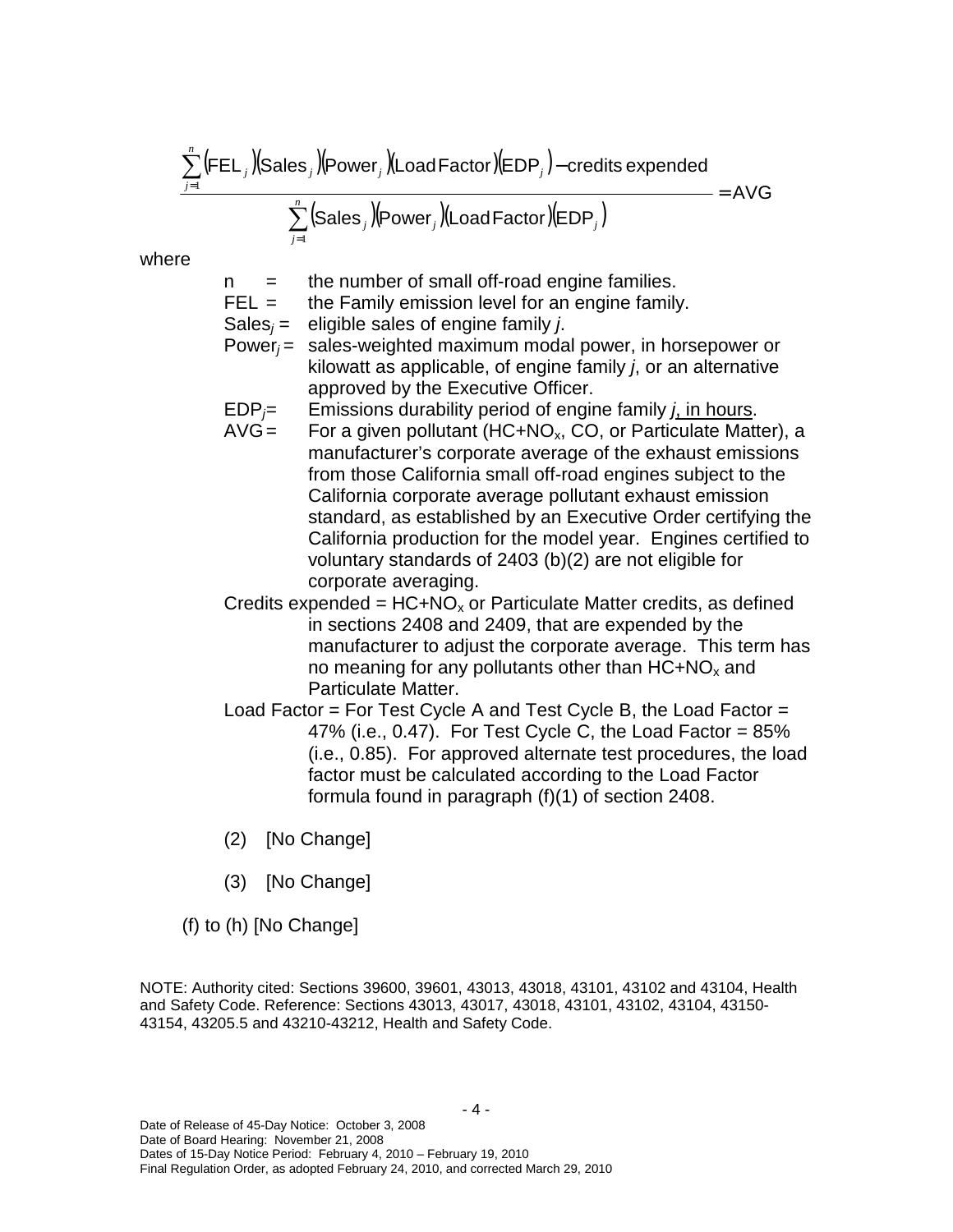$$\frac{\sum_{j=1}^{n}(\text{FEL}_j)(\text{Sales}_j)(\text{Power}_j)(\text{Load Factor})(\text{EDP}_j) - \text{credits expended}}{\sum_{j=1}^{n}(\text{Sales}_j)(\text{Power}_j)(\text{Load Factor})(\text{EDP}_j)} = \text{AVG}$$

where

- n = the number of small off-road engine families.
- FEL = the Family emission level for an engine family.
- $\text{Sales}_j$ = eligible sales of engine family *j*.
- $\text{Power}_j$ = sales-weighted maximum modal power, in horsepower or kilowatt as applicable, of engine family *j*, or an alternative approved by the Executive Officer.
- $\text{EDP}_j$= Emissions durability period of engine family *j*<u>, in hours</u>.
- AVG = For a given pollutant ($HC+NO_x$, CO, or Particulate Matter), a manufacturer's corporate average of the exhaust emissions from those California small off-road engines subject to the California corporate average pollutant exhaust emission standard, as established by an Executive Order certifying the California production for the model year. Engines certified to voluntary standards of 2403 (b)(2) are not eligible for corporate averaging.
- Credits expended = $HC+NO_x$ or Particulate Matter credits, as defined in sections 2408 and 2409, that are expended by the manufacturer to adjust the corporate average. This term has no meaning for any pollutants other than $HC+NO_x$ and Particulate Matter.
- Load Factor = For Test Cycle A and Test Cycle B, the Load Factor = 47% (i.e., 0.47). For Test Cycle C, the Load Factor = 85% (i.e., 0.85). For approved alternate test procedures, the load factor must be calculated according to the Load Factor formula found in paragraph (f)(1) of section 2408.

(2) [No Change]

(3) [No Change]

(f) to (h) [No Change]

NOTE: Authority cited: Sections 39600, 39601, 43013, 43018, 43101, 43102 and 43104, Health and Safety Code. Reference: Sections 43013, 43017, 43018, 43101, 43102, 43104, 43150-43154, 43205.5 and 43210-43212, Health and Safety Code.

Date of Release of 45-Day Notice: October 3, 2008
Date of Board Hearing: November 21, 2008
Dates of 15-Day Notice Period: February 4, 2010 – February 19, 2010
Final Regulation Order, as adopted February 24, 2010, and corrected March 29, 2010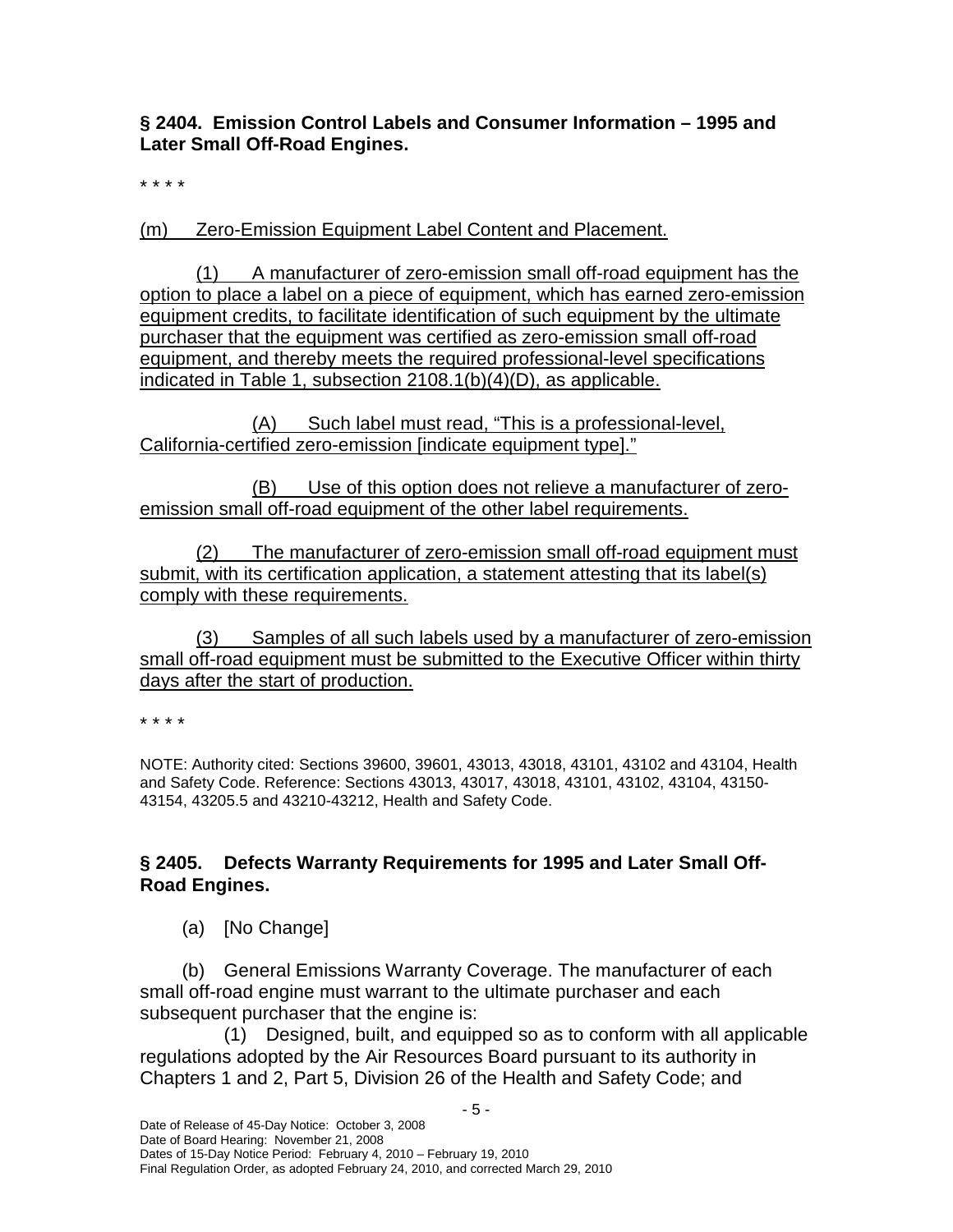**§ 2404. Emission Control Labels and Consumer Information – 1995 and Later Small Off-Road Engines.**

\* \* \* \*

(m) Zero-Emission Equipment Label Content and Placement.

(1) A manufacturer of zero-emission small off-road equipment has the option to place a label on a piece of equipment, which has earned zero-emission equipment credits, to facilitate identification of such equipment by the ultimate purchaser that the equipment was certified as zero-emission small off-road equipment, and thereby meets the required professional-level specifications indicated in Table 1, subsection 2108.1(b)(4)(D), as applicable.

(A) Such label must read, "This is a professional-level, California-certified zero-emission [indicate equipment type]."

(B) Use of this option does not relieve a manufacturer of zero-emission small off-road equipment of the other label requirements.

(2) The manufacturer of zero-emission small off-road equipment must submit, with its certification application, a statement attesting that its label(s) comply with these requirements.

(3) Samples of all such labels used by a manufacturer of zero-emission small off-road equipment must be submitted to the Executive Officer within thirty days after the start of production.

\* \* \* \*

NOTE: Authority cited: Sections 39600, 39601, 43013, 43018, 43101, 43102 and 43104, Health and Safety Code. Reference: Sections 43013, 43017, 43018, 43101, 43102, 43104, 43150-43154, 43205.5 and 43210-43212, Health and Safety Code.

**§ 2405. Defects Warranty Requirements for 1995 and Later Small Off-Road Engines.**

(a) [No Change]

(b) General Emissions Warranty Coverage. The manufacturer of each small off-road engine must warrant to the ultimate purchaser and each subsequent purchaser that the engine is:

(1) Designed, built, and equipped so as to conform with all applicable regulations adopted by the Air Resources Board pursuant to its authority in Chapters 1 and 2, Part 5, Division 26 of the Health and Safety Code; and

Date of Release of 45-Day Notice: October 3, 2008
Date of Board Hearing: November 21, 2008
Dates of 15-Day Notice Period: February 4, 2010 – February 19, 2010
Final Regulation Order, as adopted February 24, 2010, and corrected March 29, 2010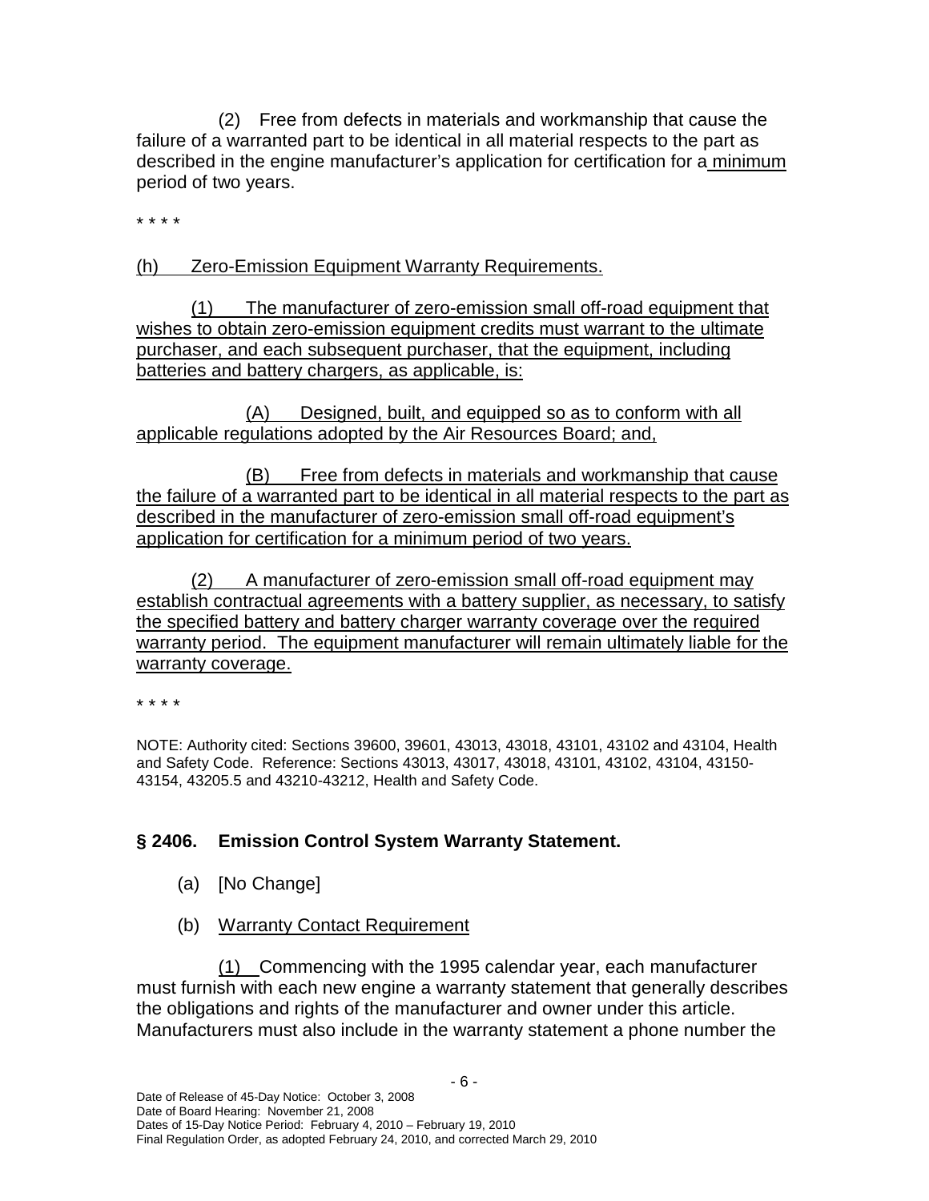(2) Free from defects in materials and workmanship that cause the failure of a warranted part to be identical in all material respects to the part as described in the engine manufacturer's application for certification for a minimum period of two years.

\* \* \* \*

(h) Zero-Emission Equipment Warranty Requirements.

(1) The manufacturer of zero-emission small off-road equipment that wishes to obtain zero-emission equipment credits must warrant to the ultimate purchaser, and each subsequent purchaser, that the equipment, including batteries and battery chargers, as applicable, is:

(A) Designed, built, and equipped so as to conform with all applicable regulations adopted by the Air Resources Board; and,

(B) Free from defects in materials and workmanship that cause the failure of a warranted part to be identical in all material respects to the part as described in the manufacturer of zero-emission small off-road equipment's application for certification for a minimum period of two years.

(2) A manufacturer of zero-emission small off-road equipment may establish contractual agreements with a battery supplier, as necessary, to satisfy the specified battery and battery charger warranty coverage over the required warranty period. The equipment manufacturer will remain ultimately liable for the warranty coverage.

\* \* \* \*

NOTE: Authority cited: Sections 39600, 39601, 43013, 43018, 43101, 43102 and 43104, Health and Safety Code. Reference: Sections 43013, 43017, 43018, 43101, 43102, 43104, 43150-43154, 43205.5 and 43210-43212, Health and Safety Code.

## § 2406. Emission Control System Warranty Statement.

(a) [No Change]

(b) Warranty Contact Requirement

(1) Commencing with the 1995 calendar year, each manufacturer must furnish with each new engine a warranty statement that generally describes the obligations and rights of the manufacturer and owner under this article. Manufacturers must also include in the warranty statement a phone number the

Date of Release of 45-Day Notice: October 3, 2008
Date of Board Hearing: November 21, 2008
Dates of 15-Day Notice Period: February 4, 2010 – February 19, 2010
Final Regulation Order, as adopted February 24, 2010, and corrected March 29, 2010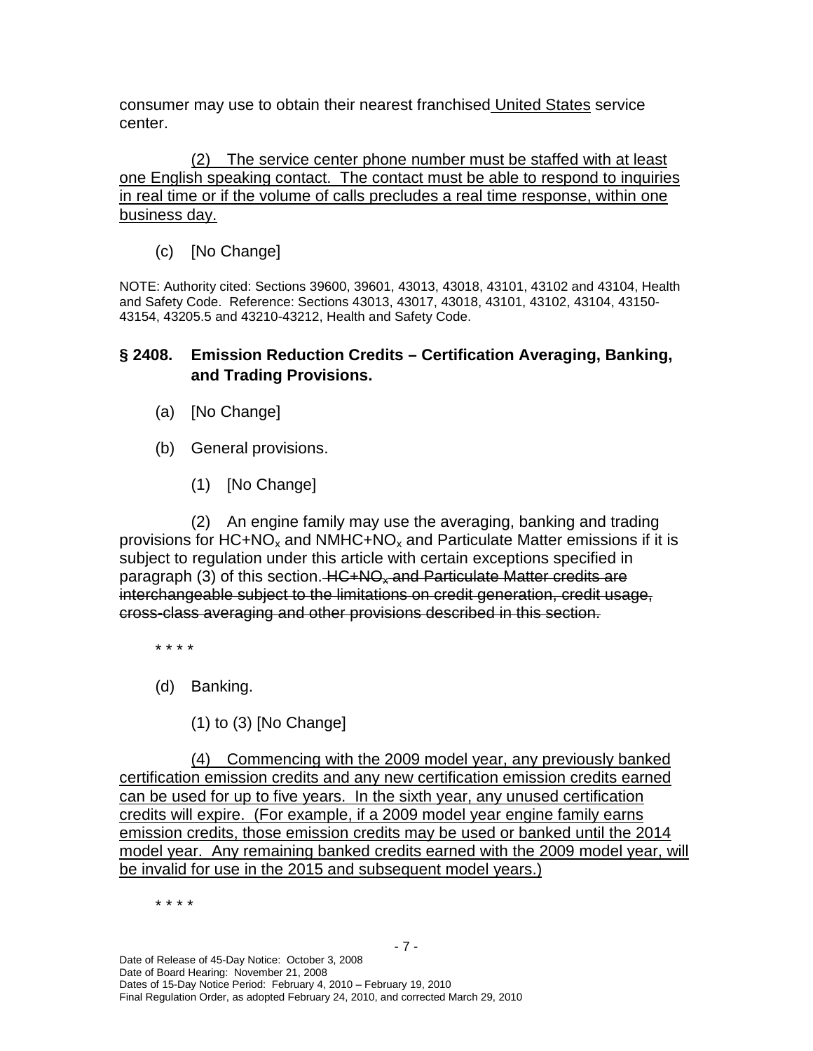consumer may use to obtain their nearest franchised United States service center.

(2) The service center phone number must be staffed with at least one English speaking contact. The contact must be able to respond to inquiries in real time or if the volume of calls precludes a real time response, within one business day.

(c) [No Change]

NOTE: Authority cited: Sections 39600, 39601, 43013, 43018, 43101, 43102 and 43104, Health and Safety Code. Reference: Sections 43013, 43017, 43018, 43101, 43102, 43104, 43150-43154, 43205.5 and 43210-43212, Health and Safety Code.

## § 2408. Emission Reduction Credits – Certification Averaging, Banking, and Trading Provisions.

(a) [No Change]

(b) General provisions.

(1) [No Change]

(2) An engine family may use the averaging, banking and trading provisions for $HC+NO_x$ and $NMHC+NO_x$ and Particulate Matter emissions if it is subject to regulation under this article with certain exceptions specified in paragraph (3) of this section. ~~$HC+NO_x$ and Particulate Matter credits are interchangeable subject to the limitations on credit generation, credit usage, cross-class averaging and other provisions described in this section.~~

\* \* \* \*

(d) Banking.

(1) to (3) [No Change]

(4) Commencing with the 2009 model year, any previously banked certification emission credits and any new certification emission credits earned can be used for up to five years. In the sixth year, any unused certification credits will expire. (For example, if a 2009 model year engine family earns emission credits, those emission credits may be used or banked until the 2014 model year. Any remaining banked credits earned with the 2009 model year, will be invalid for use in the 2015 and subsequent model years.)

\* \* \* \*

Date of Release of 45-Day Notice: October 3, 2008
Date of Board Hearing: November 21, 2008
Dates of 15-Day Notice Period: February 4, 2010 – February 19, 2010
Final Regulation Order, as adopted February 24, 2010, and corrected March 29, 2010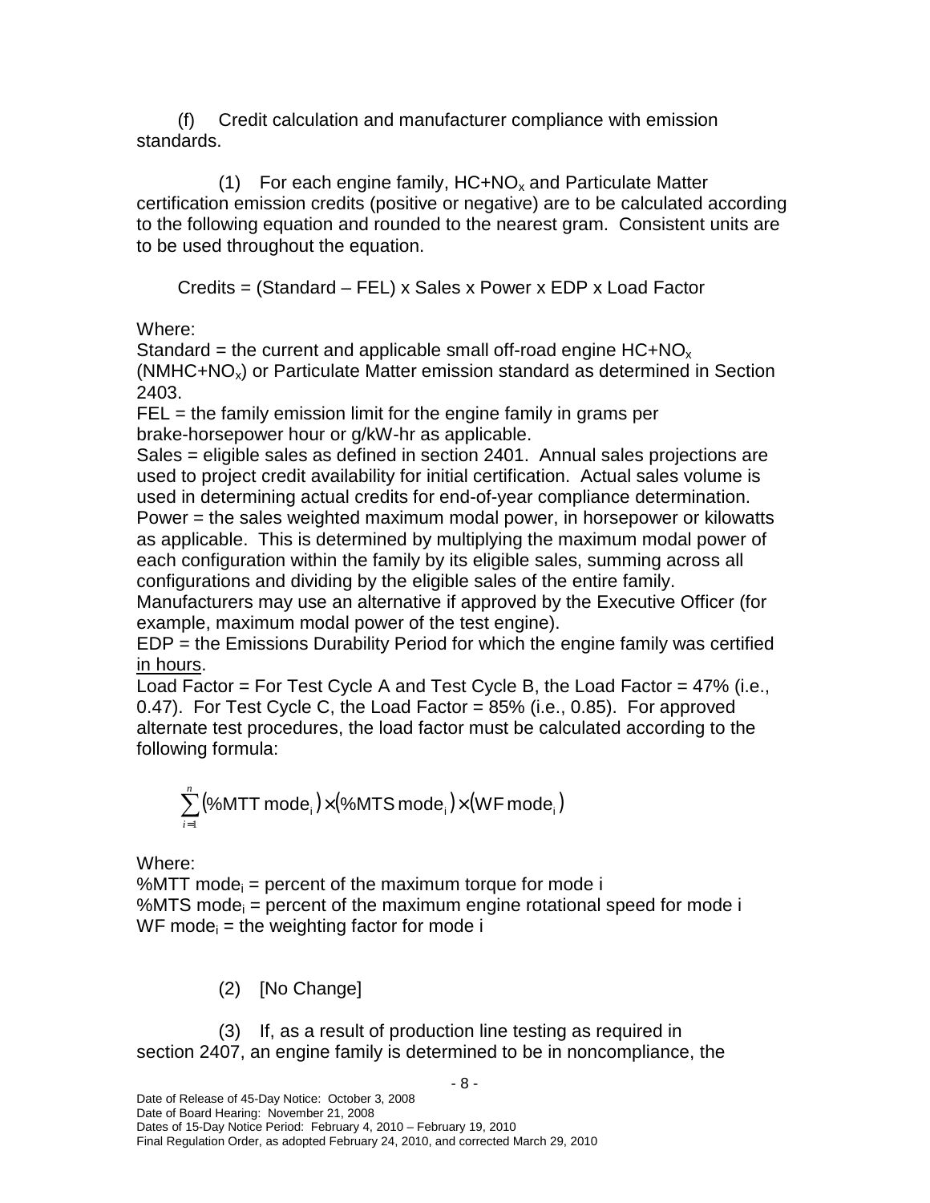(f) Credit calculation and manufacturer compliance with emission standards.

(1) For each engine family, $HC+NO_x$ and Particulate Matter certification emission credits (positive or negative) are to be calculated according to the following equation and rounded to the nearest gram. Consistent units are to be used throughout the equation.

Credits = (Standard – FEL) x Sales x Power x EDP x Load Factor

Where:
Standard = the current and applicable small off-road engine $HC+NO_x$ ($NMHC+NO_x$) or Particulate Matter emission standard as determined in Section 2403.
FEL = the family emission limit for the engine family in grams per brake-horsepower hour or g/kW-hr as applicable.
Sales = eligible sales as defined in section 2401. Annual sales projections are used to project credit availability for initial certification. Actual sales volume is used in determining actual credits for end-of-year compliance determination.
Power = the sales weighted maximum modal power, in horsepower or kilowatts as applicable. This is determined by multiplying the maximum modal power of each configuration within the family by its eligible sales, summing across all configurations and dividing by the eligible sales of the entire family. Manufacturers may use an alternative if approved by the Executive Officer (for example, maximum modal power of the test engine).
EDP = the Emissions Durability Period for which the engine family was certified <u>in hours</u>.
Load Factor = For Test Cycle A and Test Cycle B, the Load Factor = 47% (i.e., 0.47). For Test Cycle C, the Load Factor = 85% (i.e., 0.85). For approved alternate test procedures, the load factor must be calculated according to the following formula:

$$\sum_{i=1}^{n} (\%\text{MTT mode}_i) \times (\%\text{MTS mode}_i) \times (\text{WF mode}_i)$$

Where:
$\%\text{MTT mode}_i$ = percent of the maximum torque for mode i
$\%\text{MTS mode}_i$ = percent of the maximum engine rotational speed for mode i
$\text{WF mode}_i$ = the weighting factor for mode i

(2) [No Change]

(3) If, as a result of production line testing as required in section 2407, an engine family is determined to be in noncompliance, the

Date of Release of 45-Day Notice: October 3, 2008
Date of Board Hearing: November 21, 2008
Dates of 15-Day Notice Period: February 4, 2010 – February 19, 2010
Final Regulation Order, as adopted February 24, 2010, and corrected March 29, 2010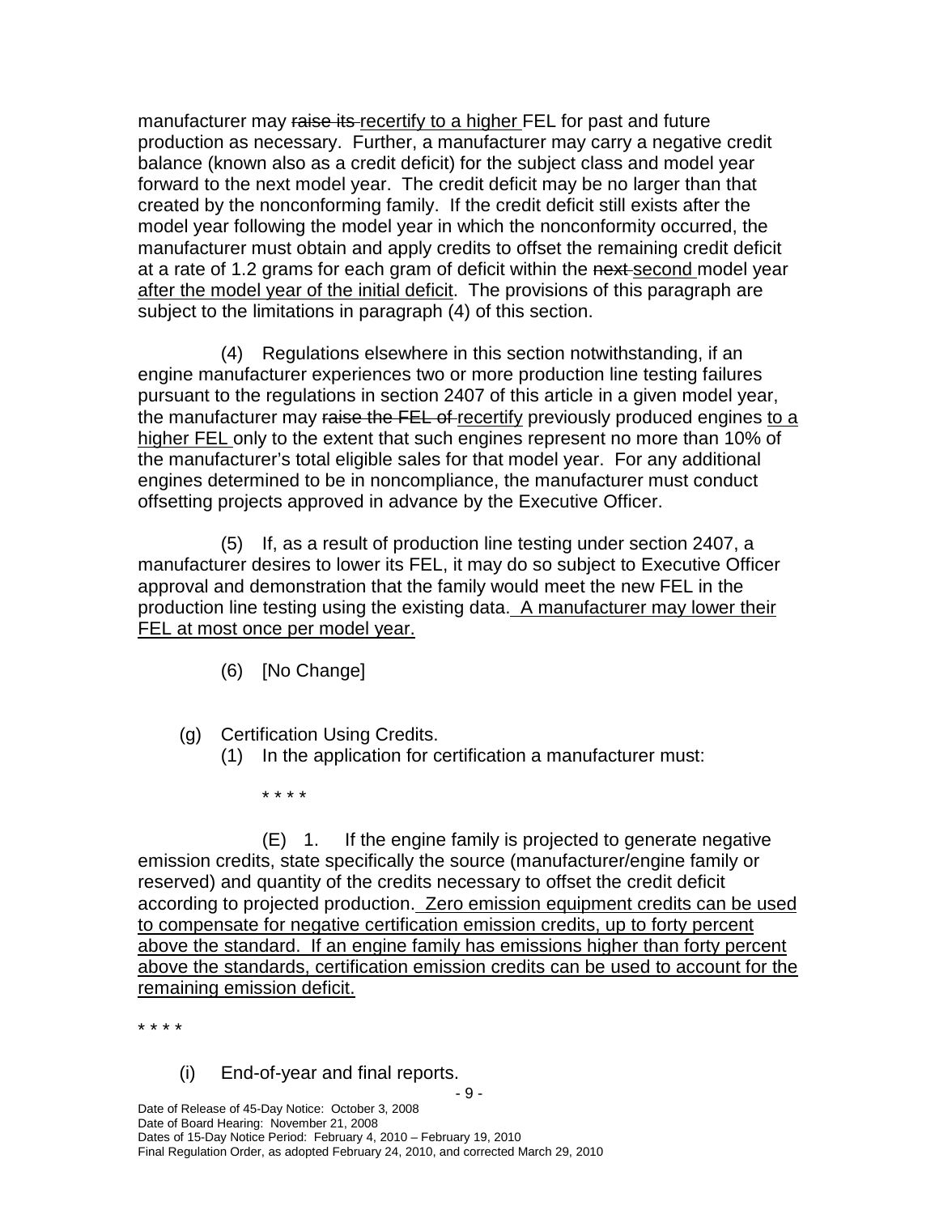manufacturer may ~~raise its~~ <u>recertify to a higher</u> FEL for past and future production as necessary. Further, a manufacturer may carry a negative credit balance (known also as a credit deficit) for the subject class and model year forward to the next model year. The credit deficit may be no larger than that created by the nonconforming family. If the credit deficit still exists after the model year following the model year in which the nonconformity occurred, the manufacturer must obtain and apply credits to offset the remaining credit deficit at a rate of 1.2 grams for each gram of deficit within the ~~next~~ <u>second</u> model year <u>after the model year of the initial deficit</u>. The provisions of this paragraph are subject to the limitations in paragraph (4) of this section.

(4) Regulations elsewhere in this section notwithstanding, if an engine manufacturer experiences two or more production line testing failures pursuant to the regulations in section 2407 of this article in a given model year, the manufacturer may ~~raise the FEL of~~ <u>recertify</u> previously produced engines <u>to a higher FEL</u> only to the extent that such engines represent no more than 10% of the manufacturer's total eligible sales for that model year. For any additional engines determined to be in noncompliance, the manufacturer must conduct offsetting projects approved in advance by the Executive Officer.

(5) If, as a result of production line testing under section 2407, a manufacturer desires to lower its FEL, it may do so subject to Executive Officer approval and demonstration that the family would meet the new FEL in the production line testing using the existing data. <u>A manufacturer may lower their FEL at most once per model year.</u>

(6) [No Change]

(g) Certification Using Credits.

(1) In the application for certification a manufacturer must:

\* \* \* \*

(E) 1. If the engine family is projected to generate negative emission credits, state specifically the source (manufacturer/engine family or reserved) and quantity of the credits necessary to offset the credit deficit according to projected production. <u>Zero emission equipment credits can be used to compensate for negative certification emission credits, up to forty percent above the standard. If an engine family has emissions higher than forty percent above the standards, certification emission credits can be used to account for the remaining emission deficit.</u>

\* \* \* \*

(i) End-of-year and final reports.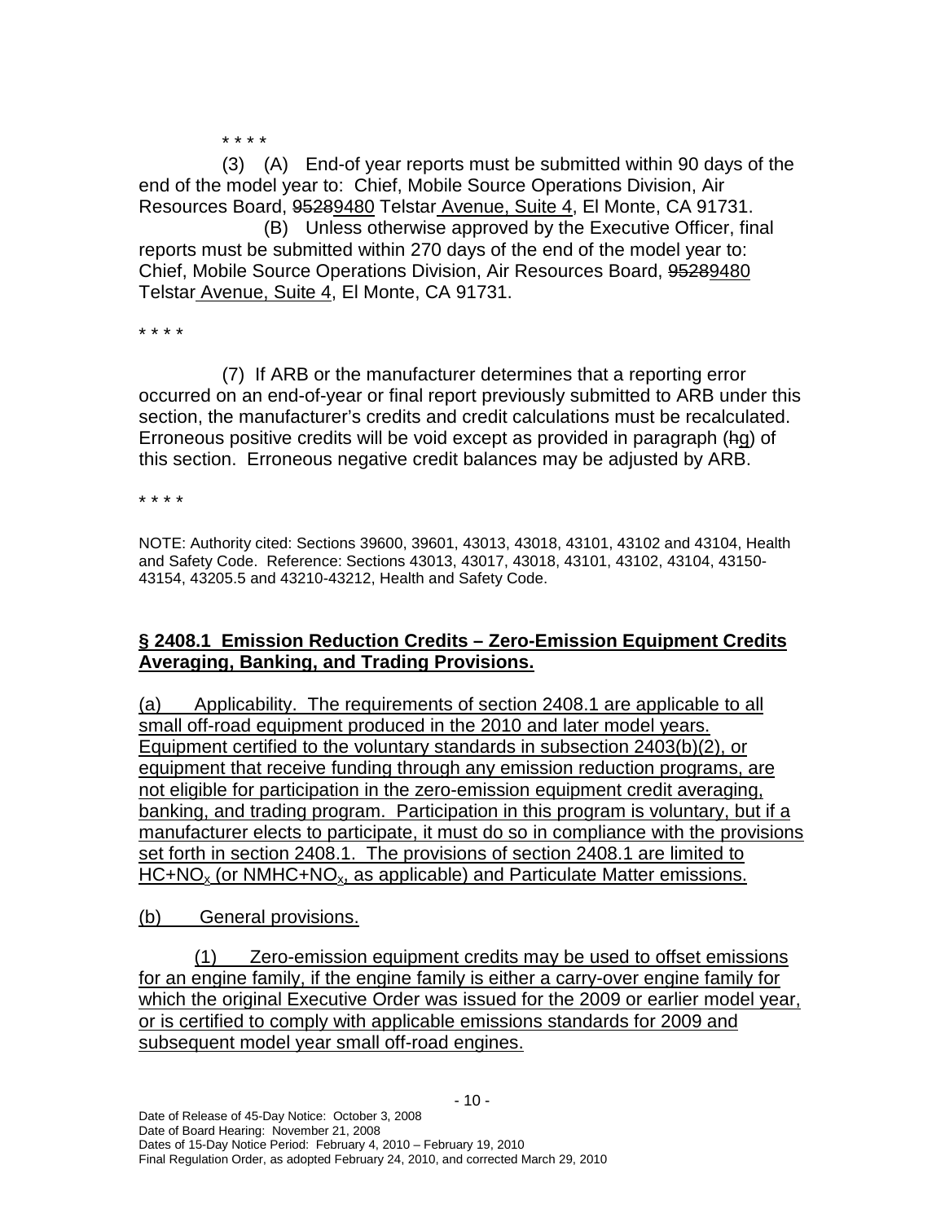\* \* \* \*

(3) (A) End-of year reports must be submitted within 90 days of the end of the model year to: Chief, Mobile Source Operations Division, Air Resources Board, ~~9528~~9480 Telstar Avenue, Suite 4, El Monte, CA 91731.

(B) Unless otherwise approved by the Executive Officer, final reports must be submitted within 270 days of the end of the model year to: Chief, Mobile Source Operations Division, Air Resources Board, ~~9528~~9480 Telstar Avenue, Suite 4, El Monte, CA 91731.

\* \* \* \*

(7) If ARB or the manufacturer determines that a reporting error occurred on an end-of-year or final report previously submitted to ARB under this section, the manufacturer's credits and credit calculations must be recalculated. Erroneous positive credits will be void except as provided in paragraph (~~h~~g) of this section. Erroneous negative credit balances may be adjusted by ARB.

\* \* \* \*

NOTE: Authority cited: Sections 39600, 39601, 43013, 43018, 43101, 43102 and 43104, Health and Safety Code. Reference: Sections 43013, 43017, 43018, 43101, 43102, 43104, 43150-43154, 43205.5 and 43210-43212, Health and Safety Code.

**§ 2408.1 Emission Reduction Credits – Zero-Emission Equipment Credits Averaging, Banking, and Trading Provisions.**

(a) Applicability. The requirements of section 2408.1 are applicable to all small off-road equipment produced in the 2010 and later model years. Equipment certified to the voluntary standards in subsection 2403(b)(2), or equipment that receive funding through any emission reduction programs, are not eligible for participation in the zero-emission equipment credit averaging, banking, and trading program. Participation in this program is voluntary, but if a manufacturer elects to participate, it must do so in compliance with the provisions set forth in section 2408.1. The provisions of section 2408.1 are limited to $HC+NO_x$ (or $NMHC+NO_x$, as applicable) and Particulate Matter emissions.

(b) General provisions.

(1) Zero-emission equipment credits may be used to offset emissions for an engine family, if the engine family is either a carry-over engine family for which the original Executive Order was issued for the 2009 or earlier model year, or is certified to comply with applicable emissions standards for 2009 and subsequent model year small off-road engines.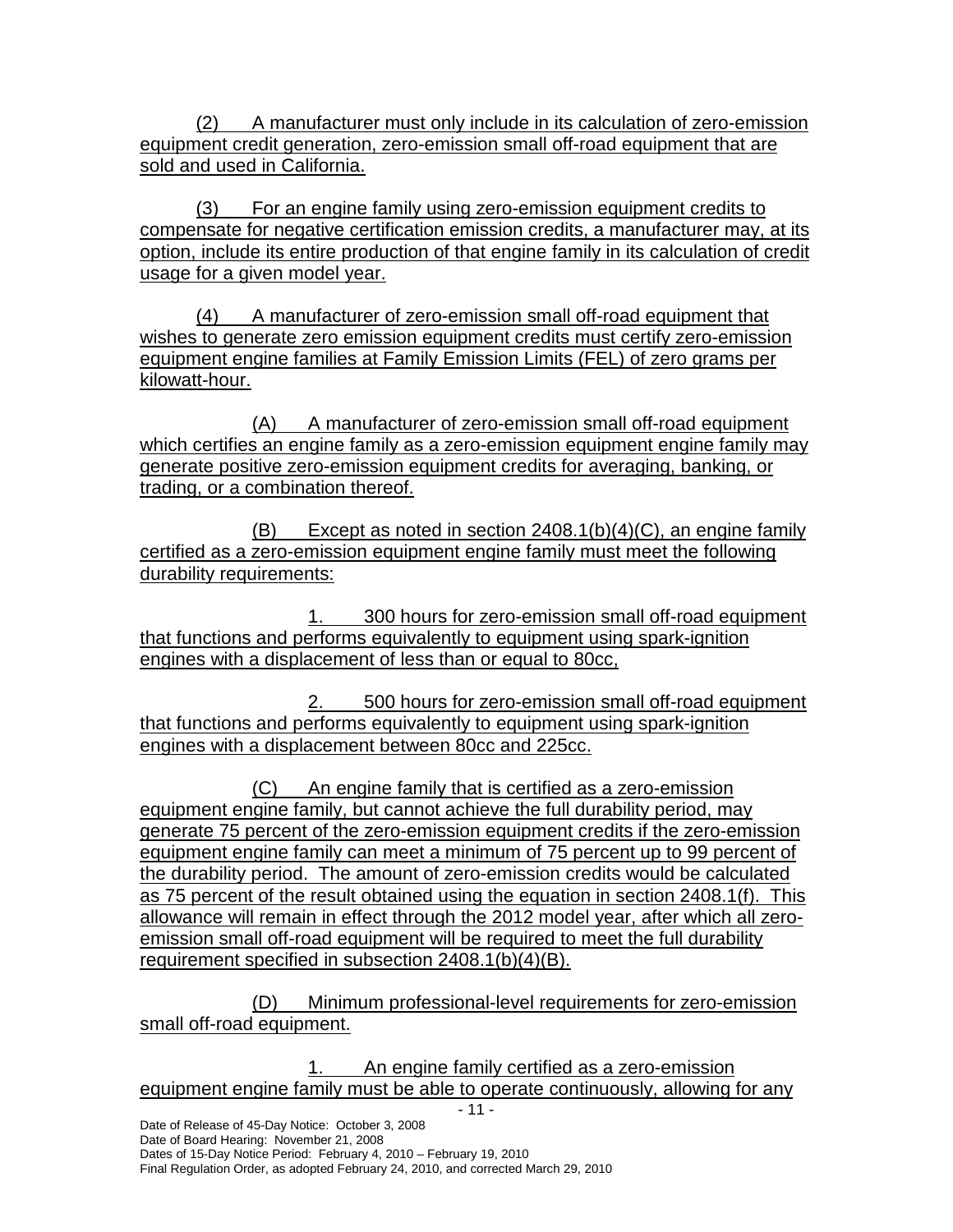(2) A manufacturer must only include in its calculation of zero-emission equipment credit generation, zero-emission small off-road equipment that are sold and used in California.

(3) For an engine family using zero-emission equipment credits to compensate for negative certification emission credits, a manufacturer may, at its option, include its entire production of that engine family in its calculation of credit usage for a given model year.

(4) A manufacturer of zero-emission small off-road equipment that wishes to generate zero emission equipment credits must certify zero-emission equipment engine families at Family Emission Limits (FEL) of zero grams per kilowatt-hour.

(A) A manufacturer of zero-emission small off-road equipment which certifies an engine family as a zero-emission equipment engine family may generate positive zero-emission equipment credits for averaging, banking, or trading, or a combination thereof.

(B) Except as noted in section 2408.1(b)(4)(C), an engine family certified as a zero-emission equipment engine family must meet the following durability requirements:

1. 300 hours for zero-emission small off-road equipment that functions and performs equivalently to equipment using spark-ignition engines with a displacement of less than or equal to 80cc,

2. 500 hours for zero-emission small off-road equipment that functions and performs equivalently to equipment using spark-ignition engines with a displacement between 80cc and 225cc.

(C) An engine family that is certified as a zero-emission equipment engine family, but cannot achieve the full durability period, may generate 75 percent of the zero-emission equipment credits if the zero-emission equipment engine family can meet a minimum of 75 percent up to 99 percent of the durability period. The amount of zero-emission credits would be calculated as 75 percent of the result obtained using the equation in section 2408.1(f). This allowance will remain in effect through the 2012 model year, after which all zero-emission small off-road equipment will be required to meet the full durability requirement specified in subsection 2408.1(b)(4)(B).

(D) Minimum professional-level requirements for zero-emission small off-road equipment.

1. An engine family certified as a zero-emission equipment engine family must be able to operate continuously, allowing for any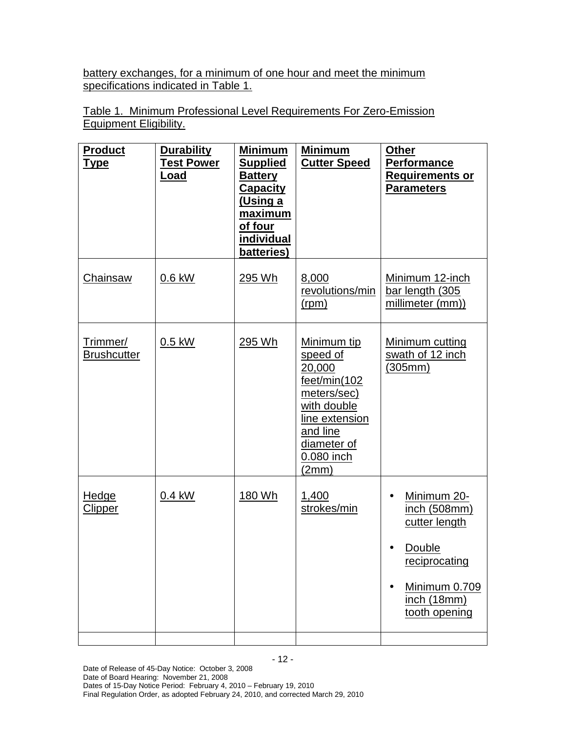battery exchanges, for a minimum of one hour and meet the minimum specifications indicated in Table 1.

Table 1. Minimum Professional Level Requirements For Zero-Emission Equipment Eligibility.

| **Product Type** | **Durability Test Power Load** | **Minimum Supplied Battery Capacity (Using a maximum of four individual batteries)** | **Minimum Cutter Speed** | **Other Performance Requirements or Parameters** |
|---|---|---|---|---|
| Chainsaw | 0.6 kW | 295 Wh | 8,000 revolutions/min (rpm) | Minimum 12-inch bar length (305 millimeter (mm)) |
| Trimmer/ Brushcutter | 0.5 kW | 295 Wh | Minimum tip speed of 20,000 feet/min(102 meters/sec) with double line extension and line diameter of 0.080 inch (2mm) | Minimum cutting swath of 12 inch (305mm) |
| Hedge Clipper | 0.4 kW | 180 Wh | 1,400 strokes/min | • Minimum 20-inch (508mm) cutter length<br>• Double reciprocating<br>• Minimum 0.709 inch (18mm) tooth opening |
| | | | | |

Date of Release of 45-Day Notice: October 3, 2008
Date of Board Hearing: November 21, 2008
Dates of 15-Day Notice Period: February 4, 2010 – February 19, 2010
Final Regulation Order, as adopted February 24, 2010, and corrected March 29, 2010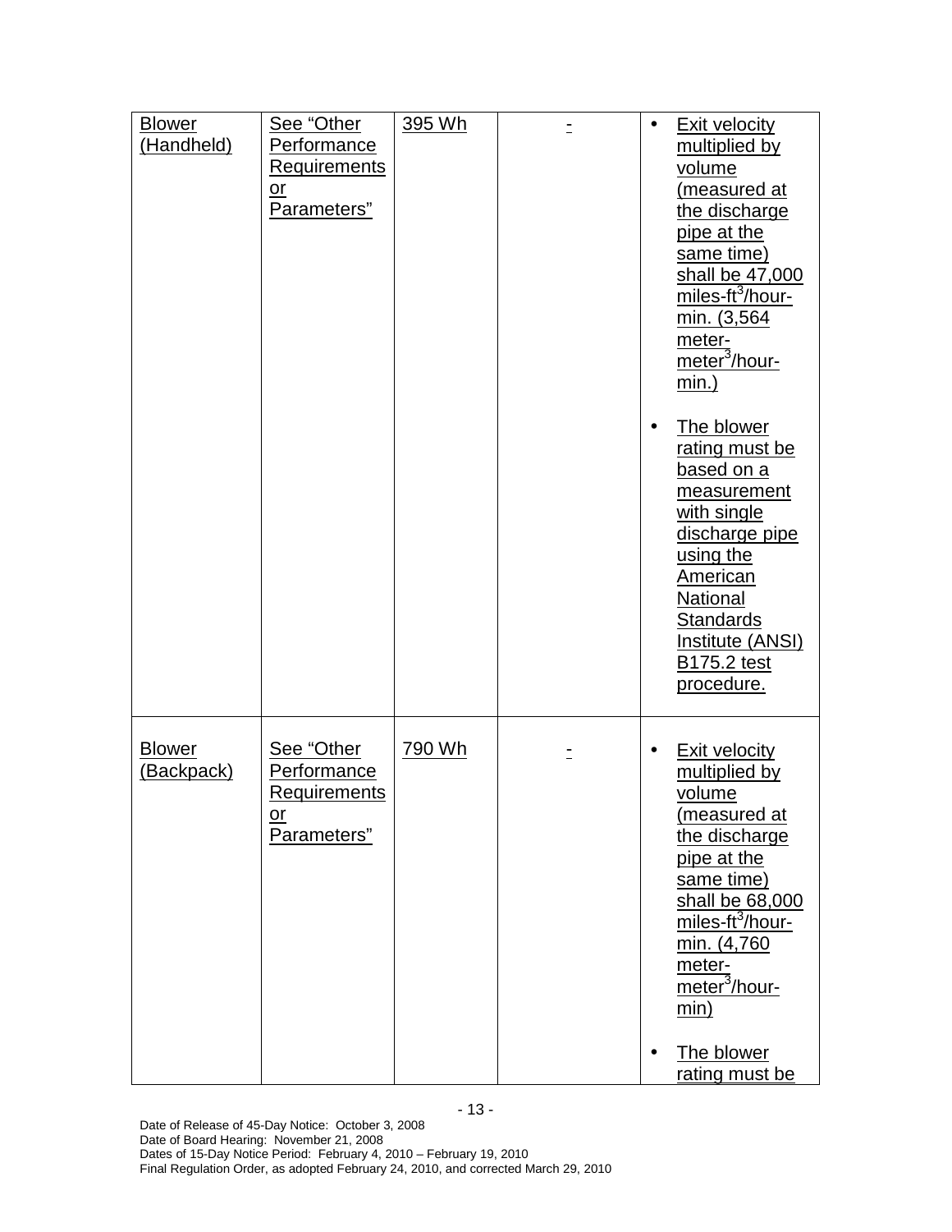| | | | | |
|---|---|---|---|---|
| Blower (Handheld) | See "Other Performance Requirements or Parameters" | 395 Wh | - | • Exit velocity multiplied by volume (measured at the discharge pipe at the same time) shall be 47,000 miles-ft$^3$/hour-min. (3,564 meter-meter$^3$/hour-min.)<br><br>• The blower rating must be based on a measurement with single discharge pipe using the American National Standards Institute (ANSI) B175.2 test procedure. |
| Blower (Backpack) | See "Other Performance Requirements or Parameters" | 790 Wh | - | • Exit velocity multiplied by volume (measured at the discharge pipe at the same time) shall be 68,000 miles-ft$^3$/hour-min. (4,760 meter-meter$^3$/hour-min)<br><br>• The blower rating must be |

Date of Release of 45-Day Notice: October 3, 2008
Date of Board Hearing: November 21, 2008
Dates of 15-Day Notice Period: February 4, 2010 – February 19, 2010
Final Regulation Order, as adopted February 24, 2010, and corrected March 29, 2010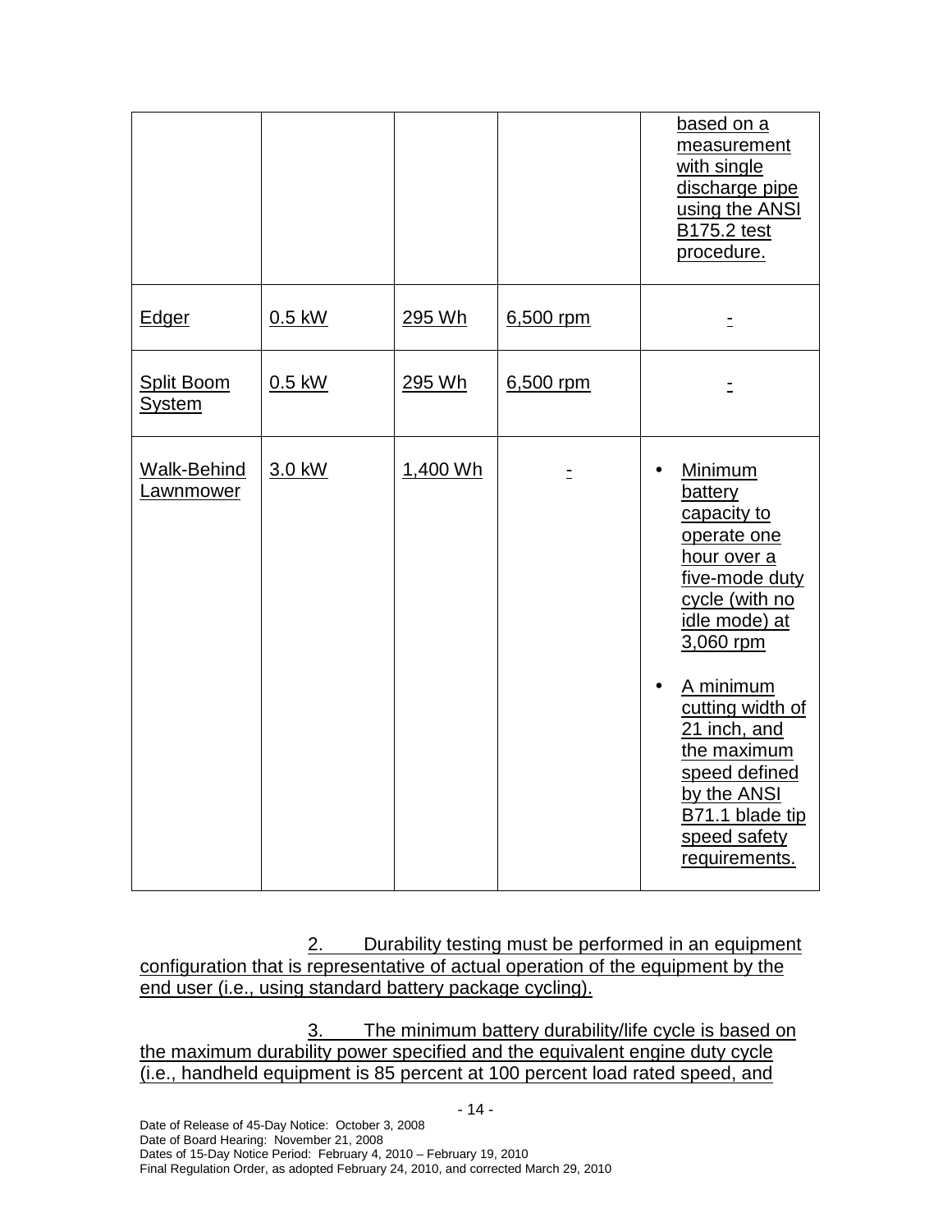| | | | | |
|---|---|---|---|---|
| | | | | based on a measurement with single discharge pipe using the ANSI B175.2 test procedure. |
| Edger | 0.5 kW | 295 Wh | 6,500 rpm | - |
| Split Boom System | 0.5 kW | 295 Wh | 6,500 rpm | - |
| Walk-Behind Lawnmower | 3.0 kW | 1,400 Wh | - | • Minimum battery capacity to operate one hour over a five-mode duty cycle (with no idle mode) at 3,060 rpm<br>• A minimum cutting width of 21 inch, and the maximum speed defined by the ANSI B71.1 blade tip speed safety requirements. |

2. Durability testing must be performed in an equipment configuration that is representative of actual operation of the equipment by the end user (i.e., using standard battery package cycling).

3. The minimum battery durability/life cycle is based on the maximum durability power specified and the equivalent engine duty cycle (i.e., handheld equipment is 85 percent at 100 percent load rated speed, and

Date of Release of 45-Day Notice: October 3, 2008
Date of Board Hearing: November 21, 2008
Dates of 15-Day Notice Period: February 4, 2010 – February 19, 2010
Final Regulation Order, as adopted February 24, 2010, and corrected March 29, 2010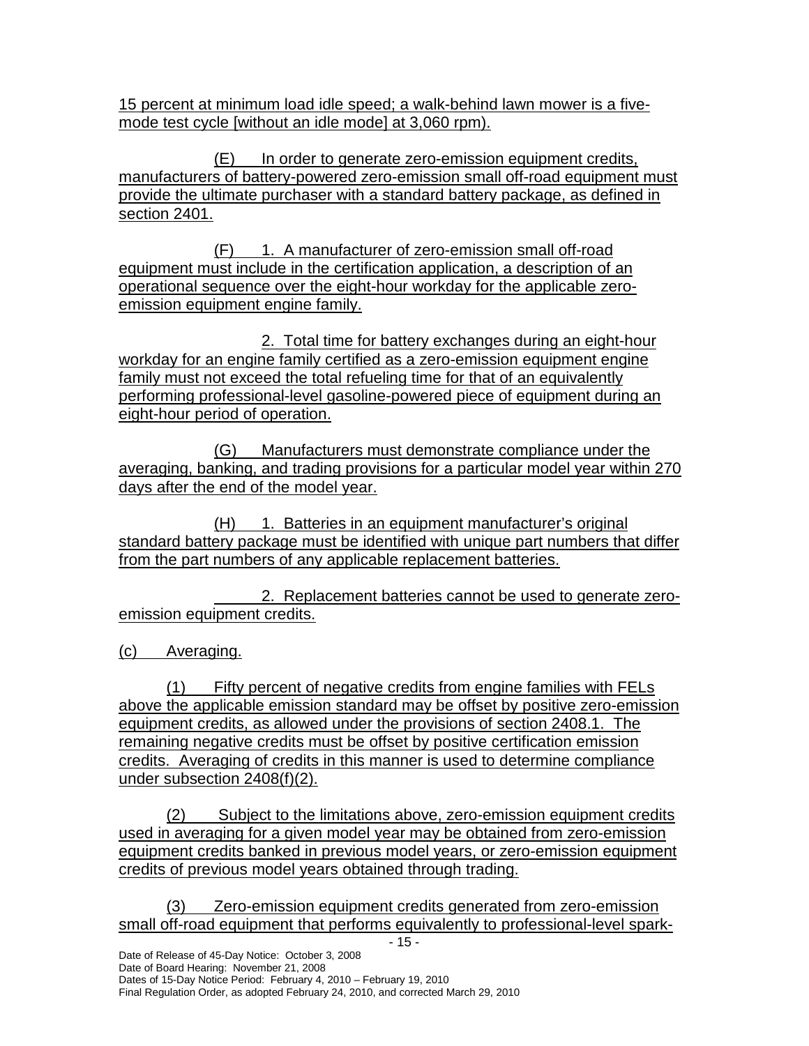15 percent at minimum load idle speed; a walk-behind lawn mower is a five-mode test cycle [without an idle mode] at 3,060 rpm).

(E) In order to generate zero-emission equipment credits, manufacturers of battery-powered zero-emission small off-road equipment must provide the ultimate purchaser with a standard battery package, as defined in section 2401.

(F) 1. A manufacturer of zero-emission small off-road equipment must include in the certification application, a description of an operational sequence over the eight-hour workday for the applicable zero-emission equipment engine family.

2. Total time for battery exchanges during an eight-hour workday for an engine family certified as a zero-emission equipment engine family must not exceed the total refueling time for that of an equivalently performing professional-level gasoline-powered piece of equipment during an eight-hour period of operation.

(G) Manufacturers must demonstrate compliance under the averaging, banking, and trading provisions for a particular model year within 270 days after the end of the model year.

(H) 1. Batteries in an equipment manufacturer's original standard battery package must be identified with unique part numbers that differ from the part numbers of any applicable replacement batteries.

2. Replacement batteries cannot be used to generate zero-emission equipment credits.

(c) Averaging.

(1) Fifty percent of negative credits from engine families with FELs above the applicable emission standard may be offset by positive zero-emission equipment credits, as allowed under the provisions of section 2408.1. The remaining negative credits must be offset by positive certification emission credits. Averaging of credits in this manner is used to determine compliance under subsection 2408(f)(2).

(2) Subject to the limitations above, zero-emission equipment credits used in averaging for a given model year may be obtained from zero-emission equipment credits banked in previous model years, or zero-emission equipment credits of previous model years obtained through trading.

(3) Zero-emission equipment credits generated from zero-emission small off-road equipment that performs equivalently to professional-level spark-

Date of Release of 45-Day Notice: October 3, 2008
Date of Board Hearing: November 21, 2008
Dates of 15-Day Notice Period: February 4, 2010 – February 19, 2010
Final Regulation Order, as adopted February 24, 2010, and corrected March 29, 2010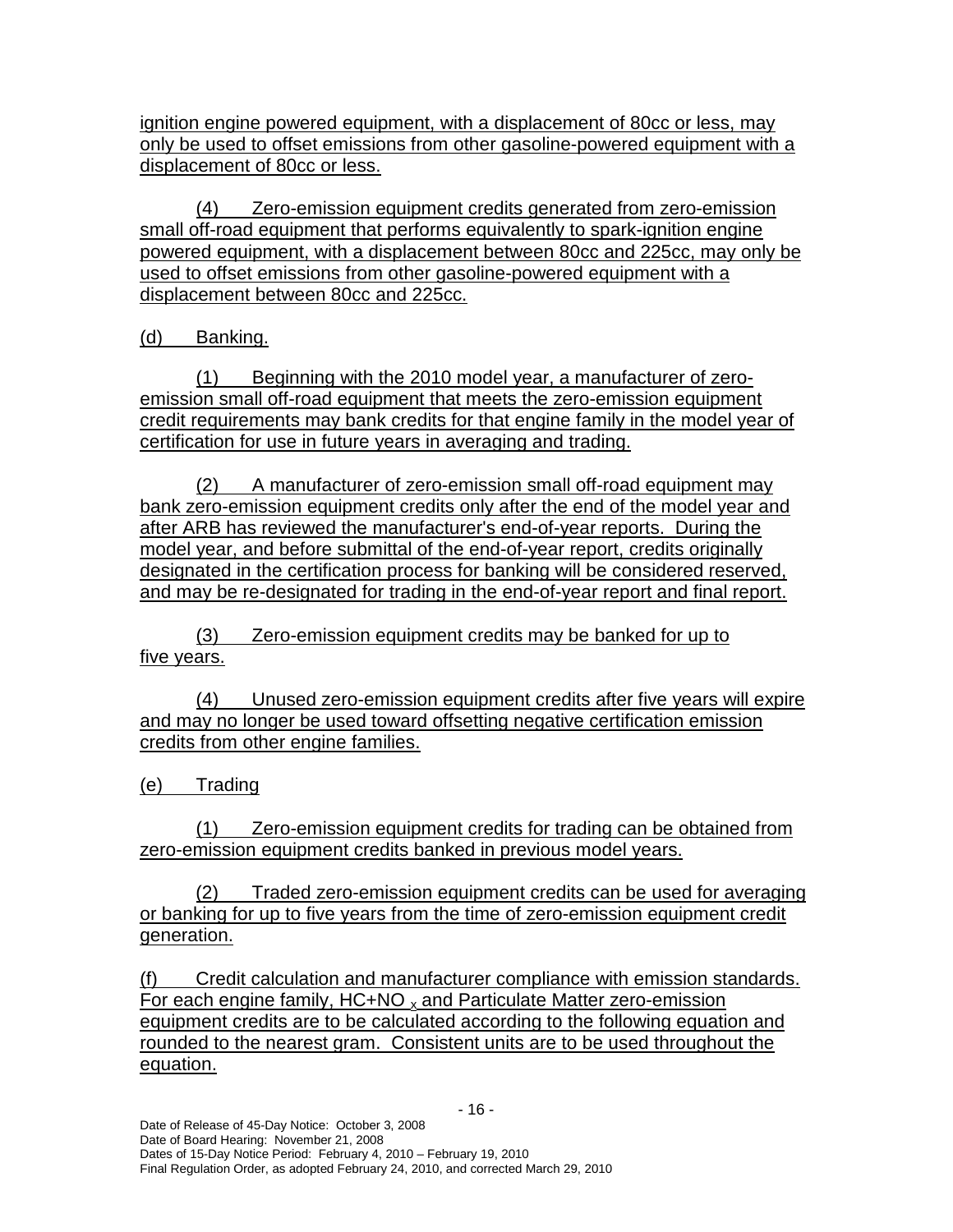ignition engine powered equipment, with a displacement of 80cc or less, may only be used to offset emissions from other gasoline-powered equipment with a displacement of 80cc or less.

(4) Zero-emission equipment credits generated from zero-emission small off-road equipment that performs equivalently to spark-ignition engine powered equipment, with a displacement between 80cc and 225cc, may only be used to offset emissions from other gasoline-powered equipment with a displacement between 80cc and 225cc.

(d) Banking.

(1) Beginning with the 2010 model year, a manufacturer of zero-emission small off-road equipment that meets the zero-emission equipment credit requirements may bank credits for that engine family in the model year of certification for use in future years in averaging and trading.

(2) A manufacturer of zero-emission small off-road equipment may bank zero-emission equipment credits only after the end of the model year and after ARB has reviewed the manufacturer's end-of-year reports. During the model year, and before submittal of the end-of-year report, credits originally designated in the certification process for banking will be considered reserved, and may be re-designated for trading in the end-of-year report and final report.

(3) Zero-emission equipment credits may be banked for up to five years.

(4) Unused zero-emission equipment credits after five years will expire and may no longer be used toward offsetting negative certification emission credits from other engine families.

(e) Trading

(1) Zero-emission equipment credits for trading can be obtained from zero-emission equipment credits banked in previous model years.

(2) Traded zero-emission equipment credits can be used for averaging or banking for up to five years from the time of zero-emission equipment credit generation.

(f) Credit calculation and manufacturer compliance with emission standards. For each engine family, $HC+NO_x$ and Particulate Matter zero-emission equipment credits are to be calculated according to the following equation and rounded to the nearest gram. Consistent units are to be used throughout the equation.

Date of Release of 45-Day Notice: October 3, 2008
Date of Board Hearing: November 21, 2008
Dates of 15-Day Notice Period: February 4, 2010 – February 19, 2010
Final Regulation Order, as adopted February 24, 2010, and corrected March 29, 2010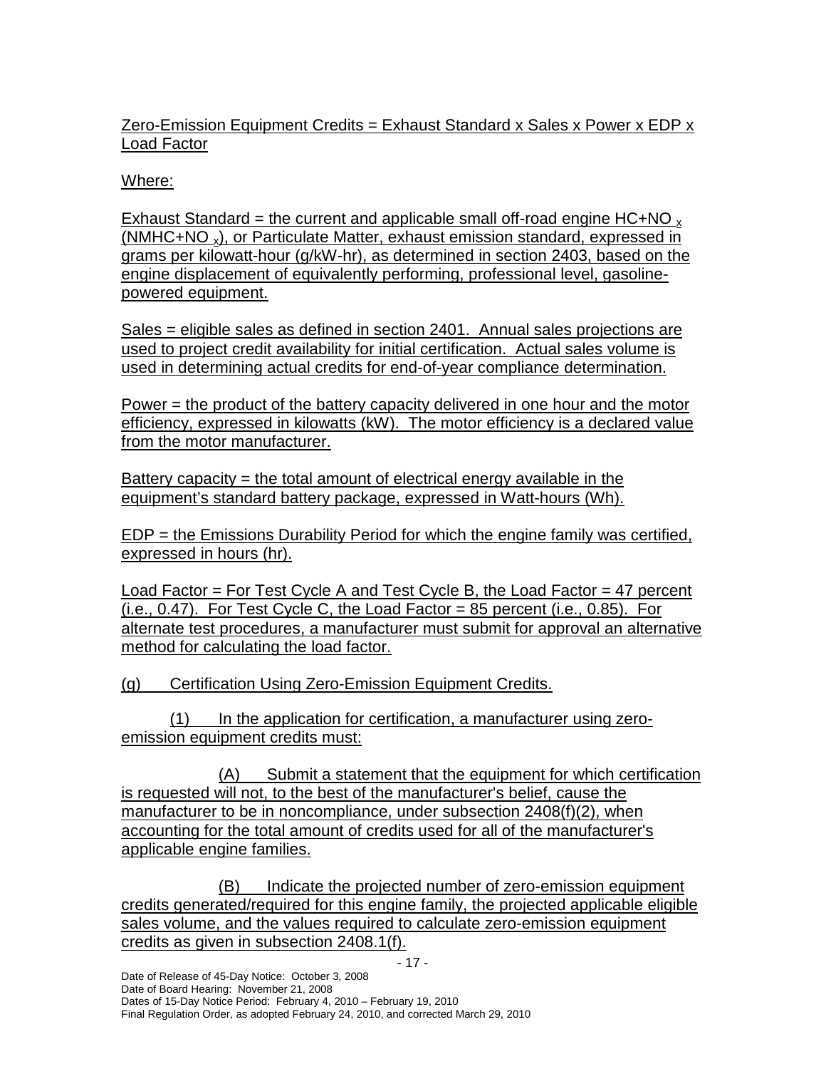Zero-Emission Equipment Credits = Exhaust Standard x Sales x Power x EDP x Load Factor

Where:

Exhaust Standard = the current and applicable small off-road engine $HC+NO_x$ ($NMHC+NO_x$), or Particulate Matter, exhaust emission standard, expressed in grams per kilowatt-hour (g/kW-hr), as determined in section 2403, based on the engine displacement of equivalently performing, professional level, gasoline-powered equipment.

Sales = eligible sales as defined in section 2401. Annual sales projections are used to project credit availability for initial certification. Actual sales volume is used in determining actual credits for end-of-year compliance determination.

Power = the product of the battery capacity delivered in one hour and the motor efficiency, expressed in kilowatts (kW). The motor efficiency is a declared value from the motor manufacturer.

Battery capacity = the total amount of electrical energy available in the equipment's standard battery package, expressed in Watt-hours (Wh).

EDP = the Emissions Durability Period for which the engine family was certified, expressed in hours (hr).

Load Factor = For Test Cycle A and Test Cycle B, the Load Factor = 47 percent (i.e., 0.47). For Test Cycle C, the Load Factor = 85 percent (i.e., 0.85). For alternate test procedures, a manufacturer must submit for approval an alternative method for calculating the load factor.

(g) Certification Using Zero-Emission Equipment Credits.

(1) In the application for certification, a manufacturer using zero-emission equipment credits must:

(A) Submit a statement that the equipment for which certification is requested will not, to the best of the manufacturer's belief, cause the manufacturer to be in noncompliance, under subsection 2408(f)(2), when accounting for the total amount of credits used for all of the manufacturer's applicable engine families.

(B) Indicate the projected number of zero-emission equipment credits generated/required for this engine family, the projected applicable eligible sales volume, and the values required to calculate zero-emission equipment credits as given in subsection 2408.1(f).

Date of Release of 45-Day Notice: October 3, 2008
Date of Board Hearing: November 21, 2008
Dates of 15-Day Notice Period: February 4, 2010 – February 19, 2010
Final Regulation Order, as adopted February 24, 2010, and corrected March 29, 2010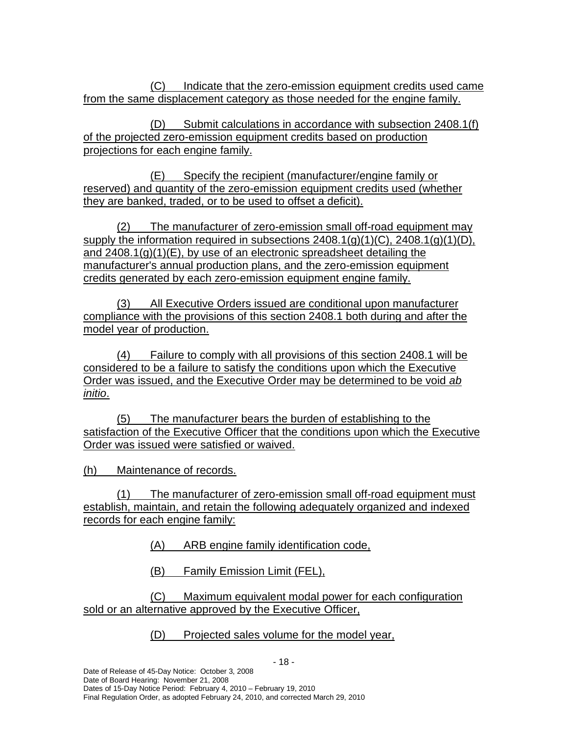(C) Indicate that the zero-emission equipment credits used came from the same displacement category as those needed for the engine family.

(D) Submit calculations in accordance with subsection 2408.1(f) of the projected zero-emission equipment credits based on production projections for each engine family.

(E) Specify the recipient (manufacturer/engine family or reserved) and quantity of the zero-emission equipment credits used (whether they are banked, traded, or to be used to offset a deficit).

(2) The manufacturer of zero-emission small off-road equipment may supply the information required in subsections 2408.1(g)(1)(C), 2408.1(g)(1)(D), and 2408.1(g)(1)(E), by use of an electronic spreadsheet detailing the manufacturer's annual production plans, and the zero-emission equipment credits generated by each zero-emission equipment engine family.

(3) All Executive Orders issued are conditional upon manufacturer compliance with the provisions of this section 2408.1 both during and after the model year of production.

(4) Failure to comply with all provisions of this section 2408.1 will be considered to be a failure to satisfy the conditions upon which the Executive Order was issued, and the Executive Order may be determined to be void *ab initio*.

(5) The manufacturer bears the burden of establishing to the satisfaction of the Executive Officer that the conditions upon which the Executive Order was issued were satisfied or waived.

(h) Maintenance of records.

(1) The manufacturer of zero-emission small off-road equipment must establish, maintain, and retain the following adequately organized and indexed records for each engine family:

(A) ARB engine family identification code,

(B) Family Emission Limit (FEL),

(C) Maximum equivalent modal power for each configuration sold or an alternative approved by the Executive Officer,

(D) Projected sales volume for the model year,

Date of Release of 45-Day Notice: October 3, 2008
Date of Board Hearing: November 21, 2008
Dates of 15-Day Notice Period: February 4, 2010 – February 19, 2010
Final Regulation Order, as adopted February 24, 2010, and corrected March 29, 2010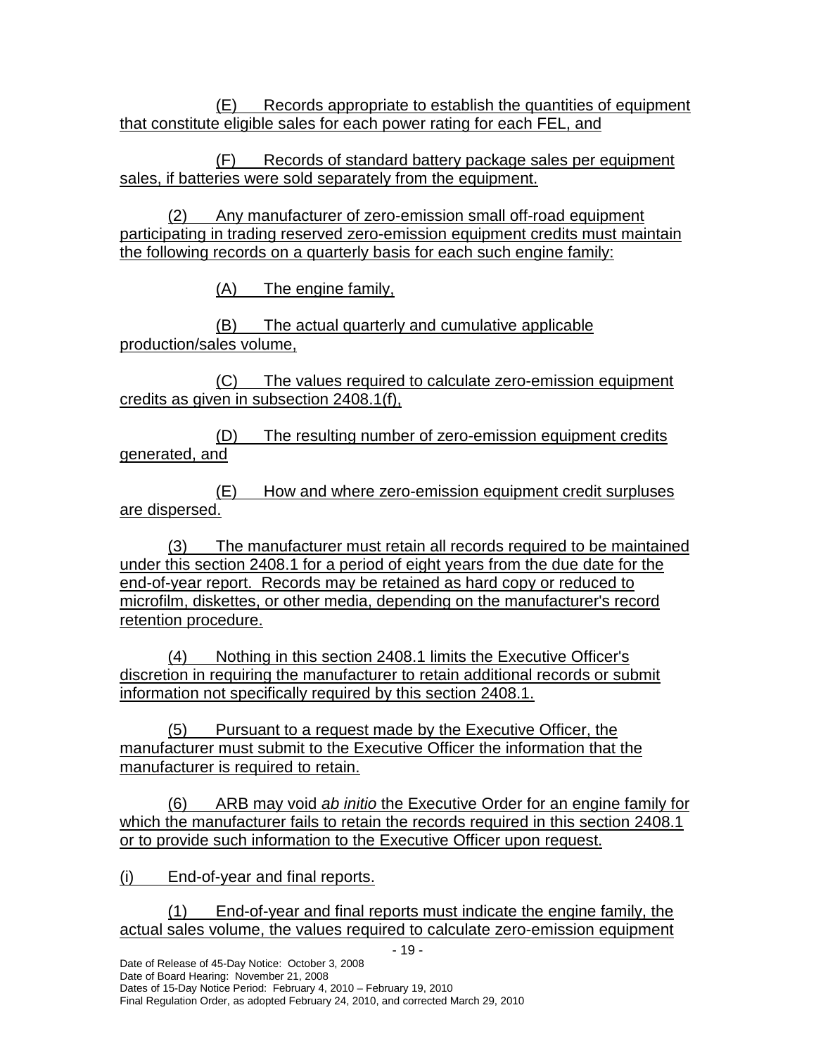(E) Records appropriate to establish the quantities of equipment that constitute eligible sales for each power rating for each FEL, and

(F) Records of standard battery package sales per equipment sales, if batteries were sold separately from the equipment.

(2) Any manufacturer of zero-emission small off-road equipment participating in trading reserved zero-emission equipment credits must maintain the following records on a quarterly basis for each such engine family:

(A) The engine family,

(B) The actual quarterly and cumulative applicable production/sales volume,

(C) The values required to calculate zero-emission equipment credits as given in subsection 2408.1(f),

(D) The resulting number of zero-emission equipment credits generated, and

(E) How and where zero-emission equipment credit surpluses are dispersed.

(3) The manufacturer must retain all records required to be maintained under this section 2408.1 for a period of eight years from the due date for the end-of-year report. Records may be retained as hard copy or reduced to microfilm, diskettes, or other media, depending on the manufacturer's record retention procedure.

(4) Nothing in this section 2408.1 limits the Executive Officer's discretion in requiring the manufacturer to retain additional records or submit information not specifically required by this section 2408.1.

(5) Pursuant to a request made by the Executive Officer, the manufacturer must submit to the Executive Officer the information that the manufacturer is required to retain.

(6) ARB may void *ab initio* the Executive Order for an engine family for which the manufacturer fails to retain the records required in this section 2408.1 or to provide such information to the Executive Officer upon request.

(i) End-of-year and final reports.

(1) End-of-year and final reports must indicate the engine family, the actual sales volume, the values required to calculate zero-emission equipment

Date of Release of 45-Day Notice: October 3, 2008
Date of Board Hearing: November 21, 2008
Dates of 15-Day Notice Period: February 4, 2010 – February 19, 2010
Final Regulation Order, as adopted February 24, 2010, and corrected March 29, 2010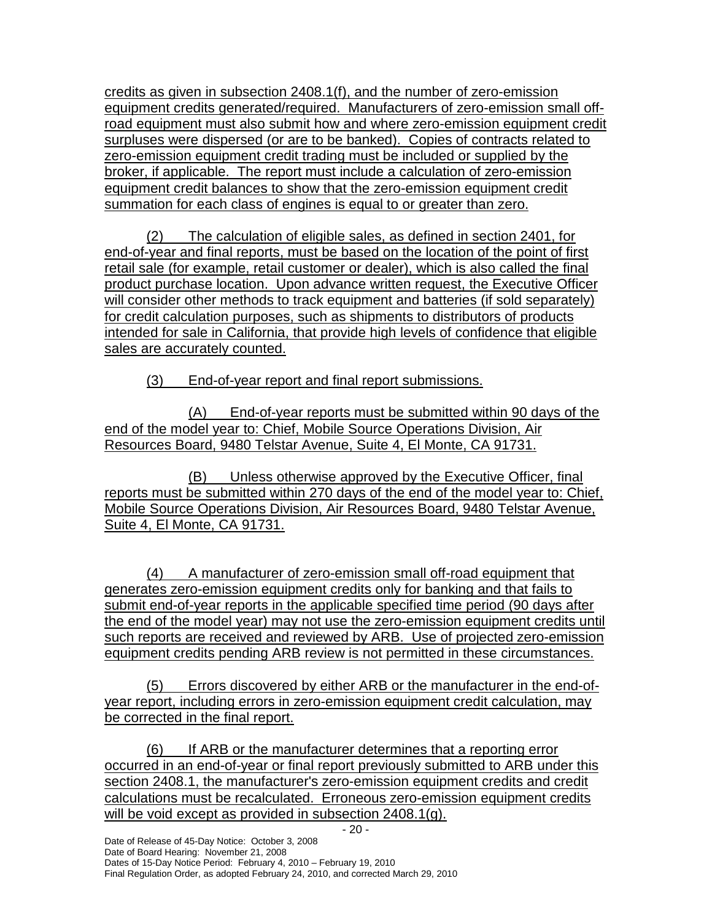credits as given in subsection 2408.1(f), and the number of zero-emission equipment credits generated/required. Manufacturers of zero-emission small off-road equipment must also submit how and where zero-emission equipment credit surpluses were dispersed (or are to be banked). Copies of contracts related to zero-emission equipment credit trading must be included or supplied by the broker, if applicable. The report must include a calculation of zero-emission equipment credit balances to show that the zero-emission equipment credit summation for each class of engines is equal to or greater than zero.

(2) The calculation of eligible sales, as defined in section 2401, for end-of-year and final reports, must be based on the location of the point of first retail sale (for example, retail customer or dealer), which is also called the final product purchase location. Upon advance written request, the Executive Officer will consider other methods to track equipment and batteries (if sold separately) for credit calculation purposes, such as shipments to distributors of products intended for sale in California, that provide high levels of confidence that eligible sales are accurately counted.

(3) End-of-year report and final report submissions.

(A) End-of-year reports must be submitted within 90 days of the end of the model year to: Chief, Mobile Source Operations Division, Air Resources Board, 9480 Telstar Avenue, Suite 4, El Monte, CA 91731.

(B) Unless otherwise approved by the Executive Officer, final reports must be submitted within 270 days of the end of the model year to: Chief, Mobile Source Operations Division, Air Resources Board, 9480 Telstar Avenue, Suite 4, El Monte, CA 91731.

(4) A manufacturer of zero-emission small off-road equipment that generates zero-emission equipment credits only for banking and that fails to submit end-of-year reports in the applicable specified time period (90 days after the end of the model year) may not use the zero-emission equipment credits until such reports are received and reviewed by ARB. Use of projected zero-emission equipment credits pending ARB review is not permitted in these circumstances.

(5) Errors discovered by either ARB or the manufacturer in the end-of-year report, including errors in zero-emission equipment credit calculation, may be corrected in the final report.

(6) If ARB or the manufacturer determines that a reporting error occurred in an end-of-year or final report previously submitted to ARB under this section 2408.1, the manufacturer's zero-emission equipment credits and credit calculations must be recalculated. Erroneous zero-emission equipment credits will be void except as provided in subsection 2408.1(g).

Date of Release of 45-Day Notice: October 3, 2008
Date of Board Hearing: November 21, 2008
Dates of 15-Day Notice Period: February 4, 2010 – February 19, 2010
Final Regulation Order, as adopted February 24, 2010, and corrected March 29, 2010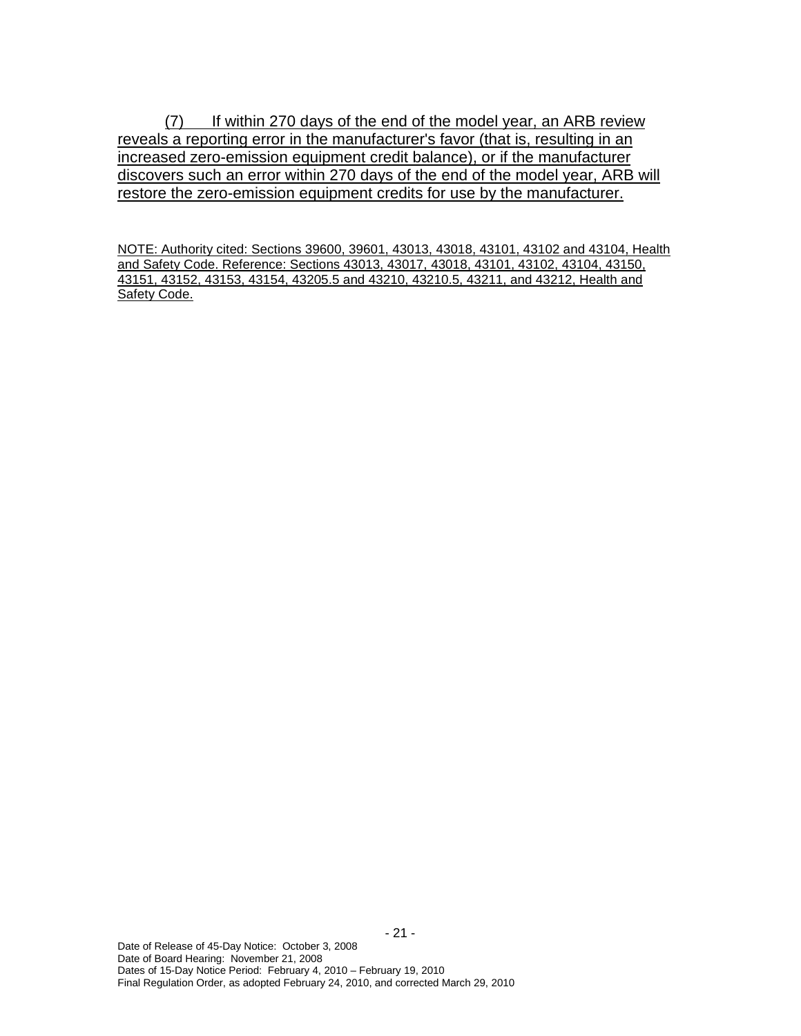(7) If within 270 days of the end of the model year, an ARB review reveals a reporting error in the manufacturer's favor (that is, resulting in an increased zero-emission equipment credit balance), or if the manufacturer discovers such an error within 270 days of the end of the model year, ARB will restore the zero-emission equipment credits for use by the manufacturer.

NOTE: Authority cited: Sections 39600, 39601, 43013, 43018, 43101, 43102 and 43104, Health and Safety Code. Reference: Sections 43013, 43017, 43018, 43101, 43102, 43104, 43150, 43151, 43152, 43153, 43154, 43205.5 and 43210, 43210.5, 43211, and 43212, Health and Safety Code.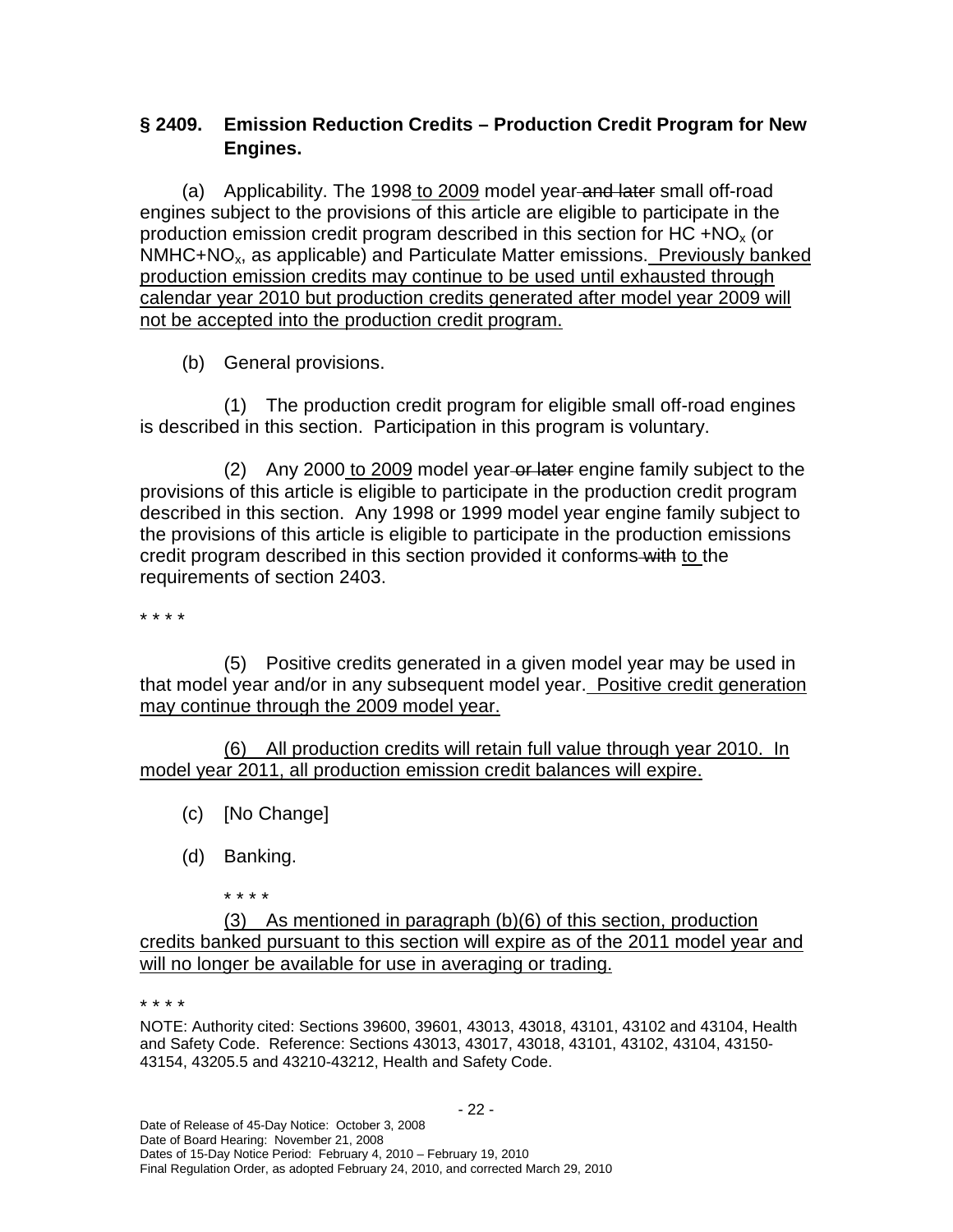**§ 2409. Emission Reduction Credits – Production Credit Program for New Engines.**

(a) Applicability. The 1998 to 2009 model year ~~and later~~ small off-road engines subject to the provisions of this article are eligible to participate in the production emission credit program described in this section for HC +$NO_x$ (or NMHC+$NO_x$, as applicable) and Particulate Matter emissions. Previously banked production emission credits may continue to be used until exhausted through calendar year 2010 but production credits generated after model year 2009 will not be accepted into the production credit program.

(b) General provisions.

(1) The production credit program for eligible small off-road engines is described in this section. Participation in this program is voluntary.

(2) Any 2000 to 2009 model year ~~or later~~ engine family subject to the provisions of this article is eligible to participate in the production credit program described in this section. Any 1998 or 1999 model year engine family subject to the provisions of this article is eligible to participate in the production emissions credit program described in this section provided it conforms ~~with~~ to the requirements of section 2403.

\* \* \* \*

(5) Positive credits generated in a given model year may be used in that model year and/or in any subsequent model year. Positive credit generation may continue through the 2009 model year.

(6) All production credits will retain full value through year 2010. In model year 2011, all production emission credit balances will expire.

(c) [No Change]

(d) Banking.

\* \* \* \*

(3) As mentioned in paragraph (b)(6) of this section, production credits banked pursuant to this section will expire as of the 2011 model year and will no longer be available for use in averaging or trading.

\* \* \* \*

NOTE: Authority cited: Sections 39600, 39601, 43013, 43018, 43101, 43102 and 43104, Health and Safety Code. Reference: Sections 43013, 43017, 43018, 43101, 43102, 43104, 43150-43154, 43205.5 and 43210-43212, Health and Safety Code.

Date of Release of 45-Day Notice: October 3, 2008
Date of Board Hearing: November 21, 2008
Dates of 15-Day Notice Period: February 4, 2010 – February 19, 2010
Final Regulation Order, as adopted February 24, 2010, and corrected March 29, 2010